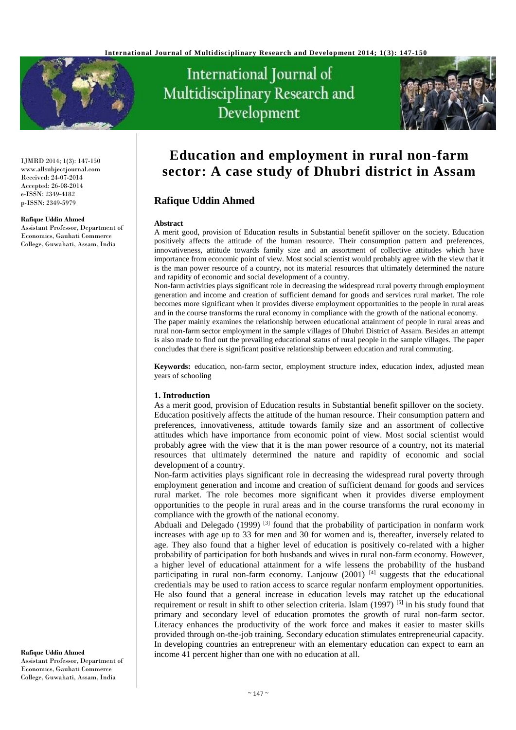# Education and employment in rural non-farm sector: A case study of Dhubri district in Assam

## Rafique Uddin Ahmed

IJMRD 2014; 1(3): 147-150
www.allsubjectjournal.com
Received: 24-07-2014
Accepted: 26-08-2014
e-ISSN: 2349-4182
p-ISSN: 2349-5979

**Rafique Uddin Ahmed**
Assistant Professor, Department of Economics, Gauhati Commerce College, Guwahati, Assam, India

### Abstract

A merit good, provision of Education results in Substantial benefit spillover on the society. Education positively affects the attitude of the human resource. Their consumption pattern and preferences, innovativeness, attitude towards family size and an assortment of collective attitudes which have importance from economic point of view. Most social scientist would probably agree with the view that it is the man power resource of a country, not its material resources that ultimately determined the nature and rapidity of economic and social development of a country.

Non-farm activities plays significant role in decreasing the widespread rural poverty through employment generation and income and creation of sufficient demand for goods and services rural market. The role becomes more significant when it provides diverse employment opportunities to the people in rural areas and in the course transforms the rural economy in compliance with the growth of the national economy.

The paper mainly examines the relationship between educational attainment of people in rural areas and rural non-farm sector employment in the sample villages of Dhubri District of Assam. Besides an attempt is also made to find out the prevailing educational status of rural people in the sample villages. The paper concludes that there is significant positive relationship between education and rural commuting.

**Keywords:** education, non-farm sector, employment structure index, education index, adjusted mean years of schooling

### 1. Introduction

As a merit good, provision of Education results in Substantial benefit spillover on the society. Education positively affects the attitude of the human resource. Their consumption pattern and preferences, innovativeness, attitude towards family size and an assortment of collective attitudes which have importance from economic point of view. Most social scientist would probably agree with the view that it is the man power resource of a country, not its material resources that ultimately determined the nature and rapidity of economic and social development of a country.

Non-farm activities plays significant role in decreasing the widespread rural poverty through employment generation and income and creation of sufficient demand for goods and services rural market. The role becomes more significant when it provides diverse employment opportunities to the people in rural areas and in the course transforms the rural economy in compliance with the growth of the national economy.

Abduali and Delegado (1999) [3] found that the probability of participation in nonfarm work increases with age up to 33 for men and 30 for women and is, thereafter, inversely related to age. They also found that a higher level of education is positively co-related with a higher probability of participation for both husbands and wives in rural non-farm economy. However, a higher level of educational attainment for a wife lessens the probability of the husband participating in rural non-farm economy. Lanjouw (2001) [4] suggests that the educational credentials may be used to ration access to scarce regular nonfarm employment opportunities. He also found that a general increase in education levels may ratchet up the educational requirement or result in shift to other selection criteria. Islam (1997) [5] in his study found that primary and secondary level of education promotes the growth of rural non-farm sector. Literacy enhances the productivity of the work force and makes it easier to master skills provided through on-the-job training. Secondary education stimulates entrepreneurial capacity. In developing countries an entrepreneur with an elementary education can expect to earn an income 41 percent higher than one with no education at all.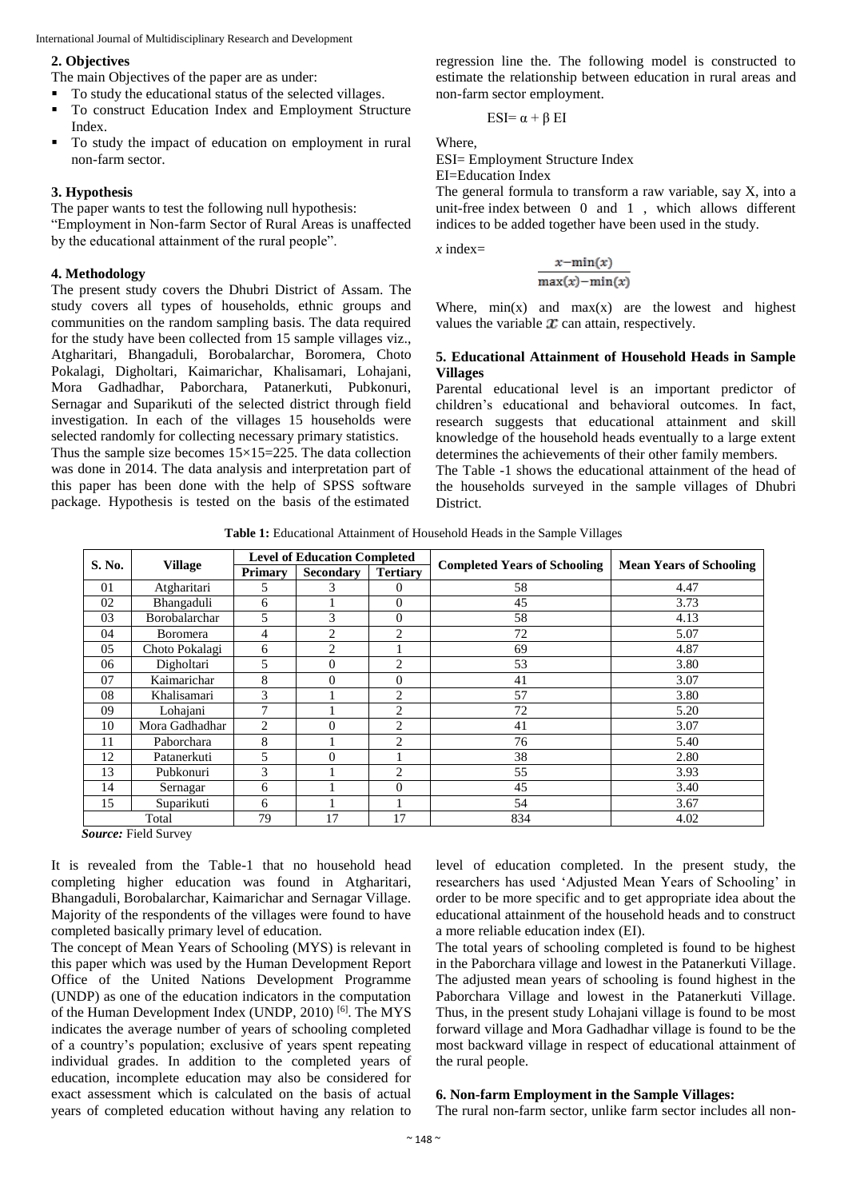## 2. Objectives

The main Objectives of the paper are as under:

- To study the educational status of the selected villages.
- To construct Education Index and Employment Structure Index.
- To study the impact of education on employment in rural non-farm sector.

## 3. Hypothesis

The paper wants to test the following null hypothesis:

"Employment in Non-farm Sector of Rural Areas is unaffected by the educational attainment of the rural people".

## 4. Methodology

The present study covers the Dhubri District of Assam. The study covers all types of households, ethnic groups and communities on the random sampling basis. The data required for the study have been collected from 15 sample villages viz., Atgharitari, Bhangaduli, Borobalarchar, Boromera, Choto Pokalagi, Digholtari, Kaimarichar, Khalisamari, Lohajani, Mora Gadhadhar, Paborchara, Patanerkuti, Pubkonuri, Sernagar and Suparikuti of the selected district through field investigation. In each of the villages 15 households were selected randomly for collecting necessary primary statistics.

Thus the sample size becomes 15×15=225. The data collection was done in 2014. The data analysis and interpretation part of this paper has been done with the help of SPSS software package. Hypothesis is tested on the basis of the estimated regression line the. The following model is constructed to estimate the relationship between education in rural areas and non-farm sector employment.

$$ESI = \alpha + \beta \, EI$$

Where,

ESI= Employment Structure Index

EI=Education Index

The general formula to transform a raw variable, say X, into a unit-free index between 0 and 1 , which allows different indices to be added together have been used in the study.

$$x \text{ index} = \frac{x - \min(x)}{\max(x) - \min(x)}$$

Where, min(x) and max(x) are the lowest and highest values the variable $x$ can attain, respectively.

## 5. Educational Attainment of Household Heads in Sample Villages

Parental educational level is an important predictor of children's educational and behavioral outcomes. In fact, research suggests that educational attainment and skill knowledge of the household heads eventually to a large extent determines the achievements of their other family members.

The Table -1 shows the educational attainment of the head of the households surveyed in the sample villages of Dhubri District.

**Table 1:** Educational Attainment of Household Heads in the Sample Villages

| S. No. | Village | Level of Education Completed | | | Completed Years of Schooling | Mean Years of Schooling |
|---|---|---|---|---|---|---|
| | | Primary | Secondary | Tertiary | | |
| 01 | Atgharitari | 5 | 3 | 0 | 58 | 4.47 |
| 02 | Bhangaduli | 6 | 1 | 0 | 45 | 3.73 |
| 03 | Borobalarchar | 5 | 3 | 0 | 58 | 4.13 |
| 04 | Boromera | 4 | 2 | 2 | 72 | 5.07 |
| 05 | Choto Pokalagi | 6 | 2 | 1 | 69 | 4.87 |
| 06 | Digholtari | 5 | 0 | 2 | 53 | 3.80 |
| 07 | Kaimarichar | 8 | 0 | 0 | 41 | 3.07 |
| 08 | Khalisamari | 3 | 1 | 2 | 57 | 3.80 |
| 09 | Lohajani | 7 | 1 | 2 | 72 | 5.20 |
| 10 | Mora Gadhadhar | 2 | 0 | 2 | 41 | 3.07 |
| 11 | Paborchara | 8 | 1 | 2 | 76 | 5.40 |
| 12 | Patanerkuti | 5 | 0 | 1 | 38 | 2.80 |
| 13 | Pubkonuri | 3 | 1 | 2 | 55 | 3.93 |
| 14 | Sernagar | 6 | 1 | 0 | 45 | 3.40 |
| 15 | Suparikuti | 6 | 1 | 1 | 54 | 3.67 |
| Total | | 79 | 17 | 17 | 834 | 4.02 |

*Source:* Field Survey

It is revealed from the Table-1 that no household head completing higher education was found in Atgharitari, Bhangaduli, Borobalarchar, Kaimarichar and Sernagar Village. Majority of the respondents of the villages were found to have completed basically primary level of education.

The concept of Mean Years of Schooling (MYS) is relevant in this paper which was used by the Human Development Report Office of the United Nations Development Programme (UNDP) as one of the education indicators in the computation of the Human Development Index (UNDP, 2010) [6]. The MYS indicates the average number of years of schooling completed of a country's population; exclusive of years spent repeating individual grades. In addition to the completed years of education, incomplete education may also be considered for exact assessment which is calculated on the basis of actual years of completed education without having any relation to level of education completed. In the present study, the researchers has used 'Adjusted Mean Years of Schooling' in order to be more specific and to get appropriate idea about the educational attainment of the household heads and to construct a more reliable education index (EI).

The total years of schooling completed is found to be highest in the Paborchara village and lowest in the Patanerkuti Village. The adjusted mean years of schooling is found highest in the Paborchara Village and lowest in the Patanerkuti Village. Thus, in the present study Lohajani village is found to be most forward village and Mora Gadhadhar village is found to be the most backward village in respect of educational attainment of the rural people.

## 6. Non-farm Employment in the Sample Villages:

The rural non-farm sector, unlike farm sector includes all non-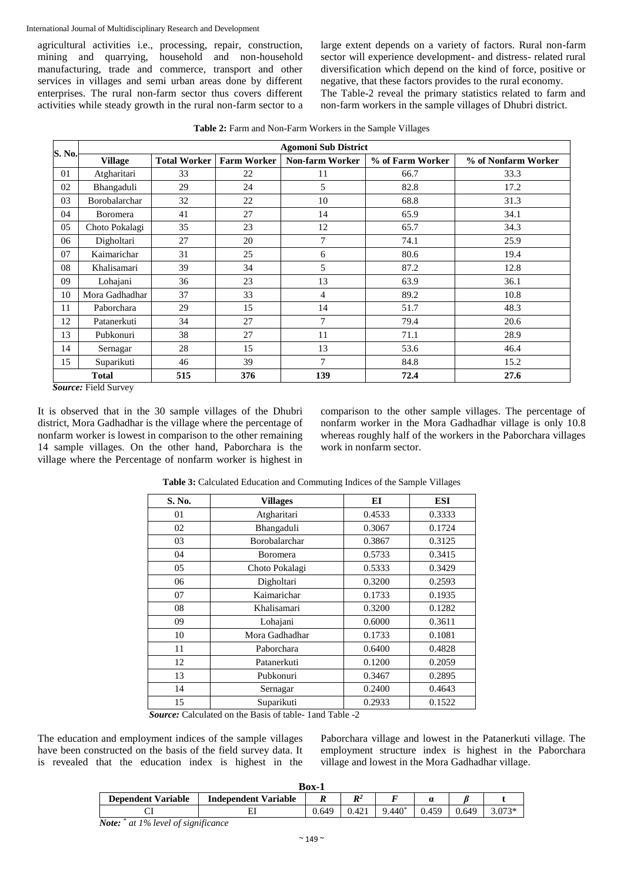agricultural activities i.e., processing, repair, construction, mining and quarrying, household and non-household manufacturing, trade and commerce, transport and other services in villages and semi urban areas done by different enterprises. The rural non-farm sector thus covers different activities while steady growth in the rural non-farm sector to a large extent depends on a variety of factors. Rural non-farm sector will experience development- and distress- related rural diversification which depend on the kind of force, positive or negative, that these factors provides to the rural economy.

The Table-2 reveal the primary statistics related to farm and non-farm workers in the sample villages of Dhubri district.

**Table 2:** Farm and Non-Farm Workers in the Sample Villages

| S. No. | Agomoni Sub District | | | | | |
|---|---|---|---|---|---|---|
| | **Village** | **Total Worker** | **Farm Worker** | **Non-farm Worker** | **% of Farm Worker** | **% of Nonfarm Worker** |
| 01 | Atgharitari | 33 | 22 | 11 | 66.7 | 33.3 |
| 02 | Bhangaduli | 29 | 24 | 5 | 82.8 | 17.2 |
| 03 | Borobalarchar | 32 | 22 | 10 | 68.8 | 31.3 |
| 04 | Boromera | 41 | 27 | 14 | 65.9 | 34.1 |
| 05 | Choto Pokalagi | 35 | 23 | 12 | 65.7 | 34.3 |
| 06 | Digholtari | 27 | 20 | 7 | 74.1 | 25.9 |
| 07 | Kaimarichar | 31 | 25 | 6 | 80.6 | 19.4 |
| 08 | Khalisamari | 39 | 34 | 5 | 87.2 | 12.8 |
| 09 | Lohajani | 36 | 23 | 13 | 63.9 | 36.1 |
| 10 | Mora Gadhadhar | 37 | 33 | 4 | 89.2 | 10.8 |
| 11 | Paborchara | 29 | 15 | 14 | 51.7 | 48.3 |
| 12 | Patanerkuti | 34 | 27 | 7 | 79.4 | 20.6 |
| 13 | Pubkonuri | 38 | 27 | 11 | 71.1 | 28.9 |
| 14 | Sernagar | 28 | 15 | 13 | 53.6 | 46.4 |
| 15 | Suparikuti | 46 | 39 | 7 | 84.8 | 15.2 |
| **Total** | | **515** | **376** | **139** | **72.4** | **27.6** |

***Source:*** Field Survey

It is observed that in the 30 sample villages of the Dhubri district, Mora Gadhadhar is the village where the percentage of nonfarm worker is lowest in comparison to the other remaining 14 sample villages. On the other hand, Paborchara is the village where the Percentage of nonfarm worker is highest in comparison to the other sample villages. The percentage of nonfarm worker in the Mora Gadhadhar village is only 10.8 whereas roughly half of the workers in the Paborchara villages work in nonfarm sector.

**Table 3:** Calculated Education and Commuting Indices of the Sample Villages

| S. No. | Villages | EI | ESI |
|---|---|---|---|
| 01 | Atgharitari | 0.4533 | 0.3333 |
| 02 | Bhangaduli | 0.3067 | 0.1724 |
| 03 | Borobalarchar | 0.3867 | 0.3125 |
| 04 | Boromera | 0.5733 | 0.3415 |
| 05 | Choto Pokalagi | 0.5333 | 0.3429 |
| 06 | Digholtari | 0.3200 | 0.2593 |
| 07 | Kaimarichar | 0.1733 | 0.1935 |
| 08 | Khalisamari | 0.3200 | 0.1282 |
| 09 | Lohajani | 0.6000 | 0.3611 |
| 10 | Mora Gadhadhar | 0.1733 | 0.1081 |
| 11 | Paborchara | 0.6400 | 0.4828 |
| 12 | Patanerkuti | 0.1200 | 0.2059 |
| 13 | Pubkonuri | 0.3467 | 0.2895 |
| 14 | Sernagar | 0.2400 | 0.4643 |
| 15 | Suparikuti | 0.2933 | 0.1522 |

***Source:*** Calculated on the Basis of table- 1and Table -2

The education and employment indices of the sample villages have been constructed on the basis of the field survey data. It is revealed that the education index is highest in the Paborchara village and lowest in the Patanerkuti village. The employment structure index is highest in the Paborchara village and lowest in the Mora Gadhadhar village.

**Box-1**

| Dependent Variable | Independent Variable | $R$ | $R^2$ | $F$ | $\alpha$ | $\beta$ | t |
|---|---|---|---|---|---|---|---|
| CI | EI | 0.649 | 0.421 | 9.440* | 0.459 | 0.649 | 3.073* |

***Note:*** *\* at 1% level of significance*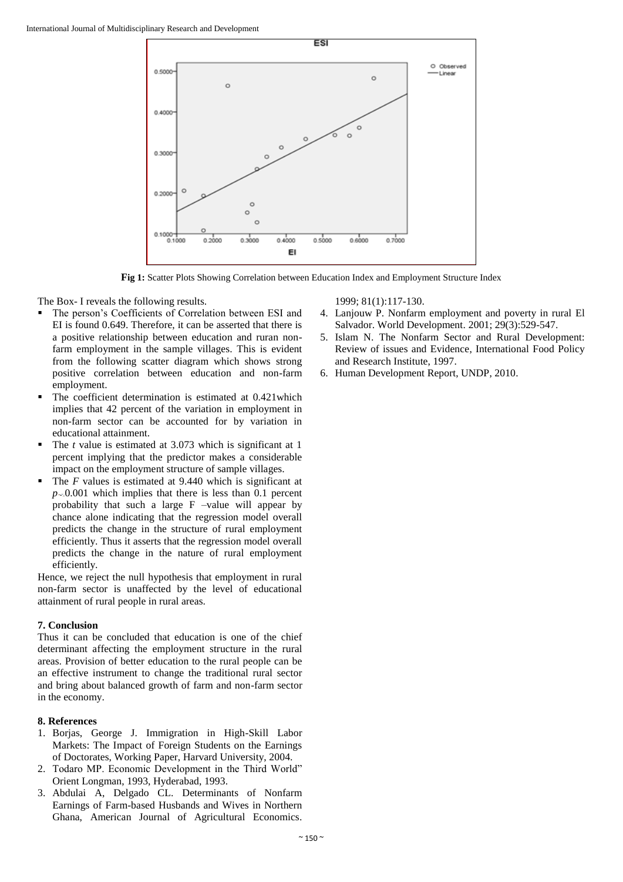ESI

0.5000
0.4000
0.3000
0.2000
0.1000

0.1000 0.2000 0.3000 0.4000 0.5000 0.6000 0.7000

EI

Observed
Linear

**Fig 1:** Scatter Plots Showing Correlation between Education Index and Employment Structure Index

The Box- I reveals the following results.

- The person's Coefficients of Correlation between ESI and EI is found 0.649. Therefore, it can be asserted that there is a positive relationship between education and ruran non-farm employment in the sample villages. This is evident from the following scatter diagram which shows strong positive correlation between education and non-farm employment.
- The coefficient determination is estimated at 0.421which implies that 42 percent of the variation in employment in non-farm sector can be accounted for by variation in educational attainment.
- The *t* value is estimated at 3.073 which is significant at 1 percent implying that the predictor makes a considerable impact on the employment structure of sample villages.
- The *F* values is estimated at 9.440 which is significant at $p < 0.001$ which implies that there is less than 0.1 percent probability that such a large F –value will appear by chance alone indicating that the regression model overall predicts the change in the structure of rural employment efficiently. Thus it asserts that the regression model overall predicts the change in the nature of rural employment efficiently.

Hence, we reject the null hypothesis that employment in rural non-farm sector is unaffected by the level of educational attainment of rural people in rural areas.

## 7. Conclusion

Thus it can be concluded that education is one of the chief determinant affecting the employment structure in the rural areas. Provision of better education to the rural people can be an effective instrument to change the traditional rural sector and bring about balanced growth of farm and non-farm sector in the economy.

## 8. References

1. Borjas, George J. Immigration in High-Skill Labor Markets: The Impact of Foreign Students on the Earnings of Doctorates, Working Paper, Harvard University, 2004.
2. Todaro MP. Economic Development in the Third World" Orient Longman, 1993, Hyderabad, 1993.
3. Abdulai A, Delgado CL. Determinants of Nonfarm Earnings of Farm-based Husbands and Wives in Northern Ghana, American Journal of Agricultural Economics. 1999; 81(1):117-130.
4. Lanjouw P. Nonfarm employment and poverty in rural El Salvador. World Development. 2001; 29(3):529-547.
5. Islam N. The Nonfarm Sector and Rural Development: Review of issues and Evidence, International Food Policy and Research Institute, 1997.
6. Human Development Report, UNDP, 2010.